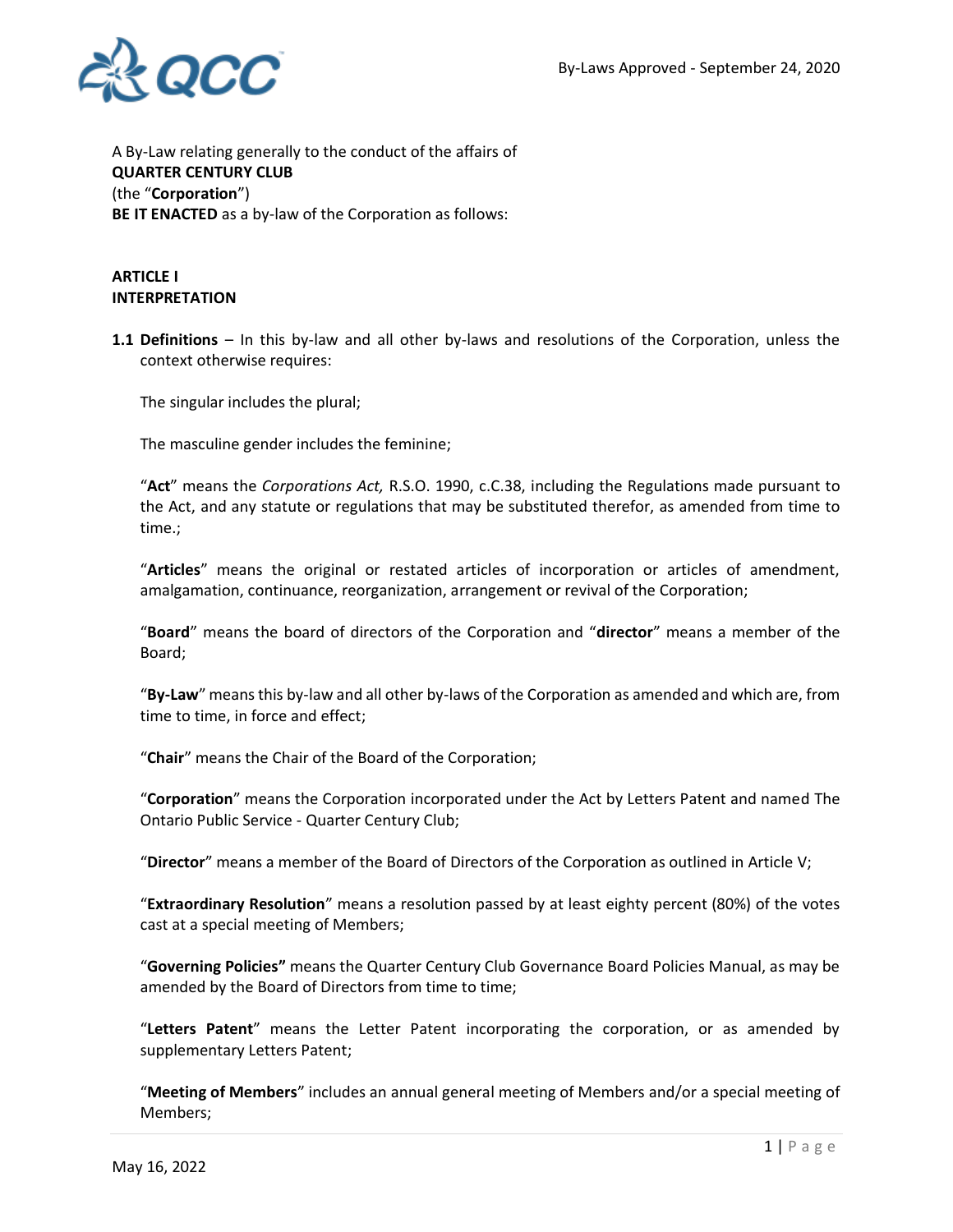A By-Law relating generally to the conduct of the affairs of
**QUARTER CENTURY CLUB**
(the "**Corporation**")
**BE IT ENACTED** as a by-law of the Corporation as follows:

## ARTICLE I
## INTERPRETATION

**1.1 Definitions** – In this by-law and all other by-laws and resolutions of the Corporation, unless the context otherwise requires:

The singular includes the plural;

The masculine gender includes the feminine;

"**Act**" means the *Corporations Act,* R.S.O. 1990, c.C.38, including the Regulations made pursuant to the Act, and any statute or regulations that may be substituted therefor, as amended from time to time.;

"**Articles**" means the original or restated articles of incorporation or articles of amendment, amalgamation, continuance, reorganization, arrangement or revival of the Corporation;

"**Board**" means the board of directors of the Corporation and "**director**" means a member of the Board;

"**By-Law**" means this by-law and all other by-laws of the Corporation as amended and which are, from time to time, in force and effect;

"**Chair**" means the Chair of the Board of the Corporation;

"**Corporation**" means the Corporation incorporated under the Act by Letters Patent and named The Ontario Public Service - Quarter Century Club;

"**Director**" means a member of the Board of Directors of the Corporation as outlined in Article V;

"**Extraordinary Resolution**" means a resolution passed by at least eighty percent (80%) of the votes cast at a special meeting of Members;

"**Governing Policies"** means the Quarter Century Club Governance Board Policies Manual, as may be amended by the Board of Directors from time to time;

"**Letters Patent**" means the Letter Patent incorporating the corporation, or as amended by supplementary Letters Patent;

"**Meeting of Members**" includes an annual general meeting of Members and/or a special meeting of Members;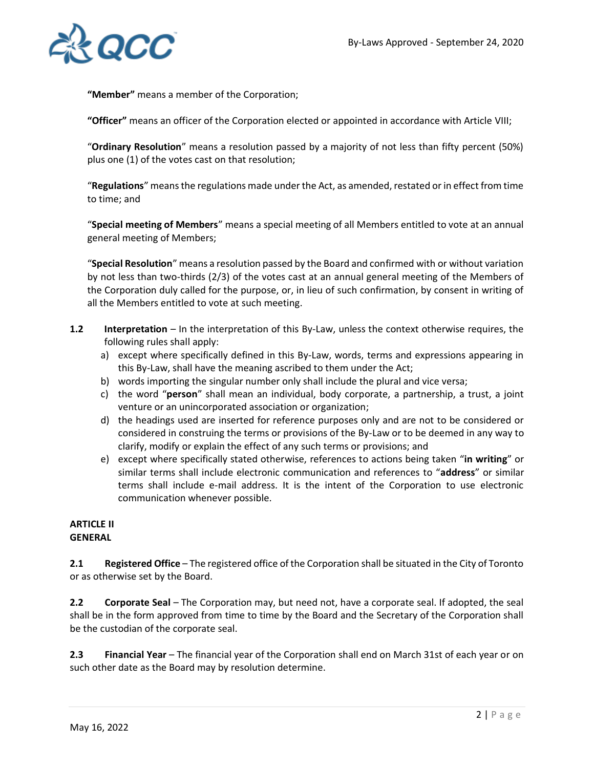**"Member"** means a member of the Corporation;

**"Officer"** means an officer of the Corporation elected or appointed in accordance with Article VIII;

"**Ordinary Resolution**" means a resolution passed by a majority of not less than fifty percent (50%) plus one (1) of the votes cast on that resolution;

"**Regulations**" means the regulations made under the Act, as amended, restated or in effect from time to time; and

"**Special meeting of Members**" means a special meeting of all Members entitled to vote at an annual general meeting of Members;

"**Special Resolution**" means a resolution passed by the Board and confirmed with or without variation by not less than two-thirds (2/3) of the votes cast at an annual general meeting of the Members of the Corporation duly called for the purpose, or, in lieu of such confirmation, by consent in writing of all the Members entitled to vote at such meeting.

**1.2** **Interpretation** – In the interpretation of this By-Law, unless the context otherwise requires, the following rules shall apply:

a) except where specifically defined in this By-Law, words, terms and expressions appearing in this By-Law, shall have the meaning ascribed to them under the Act;
b) words importing the singular number only shall include the plural and vice versa;
c) the word "**person**" shall mean an individual, body corporate, a partnership, a trust, a joint venture or an unincorporated association or organization;
d) the headings used are inserted for reference purposes only and are not to be considered or considered in construing the terms or provisions of the By-Law or to be deemed in any way to clarify, modify or explain the effect of any such terms or provisions; and
e) except where specifically stated otherwise, references to actions being taken "**in writing**" or similar terms shall include electronic communication and references to "**address**" or similar terms shall include e-mail address. It is the intent of the Corporation to use electronic communication whenever possible.

## ARTICLE II
## GENERAL

**2.1** **Registered Office** – The registered office of the Corporation shall be situated in the City of Toronto or as otherwise set by the Board.

**2.2** **Corporate Seal** – The Corporation may, but need not, have a corporate seal. If adopted, the seal shall be in the form approved from time to time by the Board and the Secretary of the Corporation shall be the custodian of the corporate seal.

**2.3** **Financial Year** – The financial year of the Corporation shall end on March 31st of each year or on such other date as the Board may by resolution determine.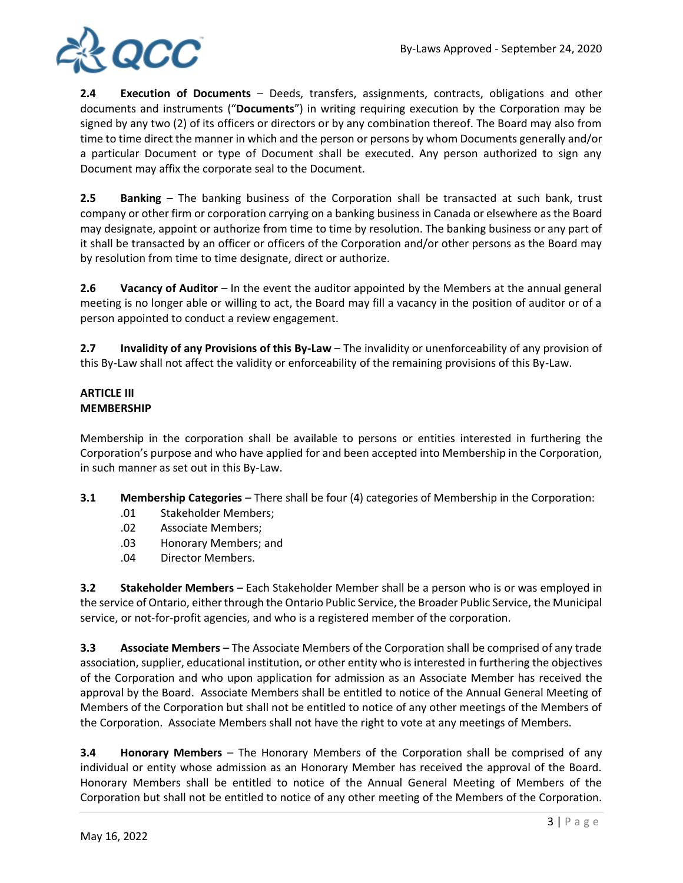**2.4 Execution of Documents** – Deeds, transfers, assignments, contracts, obligations and other documents and instruments ("**Documents**") in writing requiring execution by the Corporation may be signed by any two (2) of its officers or directors or by any combination thereof. The Board may also from time to time direct the manner in which and the person or persons by whom Documents generally and/or a particular Document or type of Document shall be executed. Any person authorized to sign any Document may affix the corporate seal to the Document.

**2.5 Banking** – The banking business of the Corporation shall be transacted at such bank, trust company or other firm or corporation carrying on a banking business in Canada or elsewhere as the Board may designate, appoint or authorize from time to time by resolution. The banking business or any part of it shall be transacted by an officer or officers of the Corporation and/or other persons as the Board may by resolution from time to time designate, direct or authorize.

**2.6 Vacancy of Auditor** – In the event the auditor appointed by the Members at the annual general meeting is no longer able or willing to act, the Board may fill a vacancy in the position of auditor or of a person appointed to conduct a review engagement.

**2.7 Invalidity of any Provisions of this By-Law** – The invalidity or unenforceability of any provision of this By-Law shall not affect the validity or enforceability of the remaining provisions of this By-Law.

## ARTICLE III
## MEMBERSHIP

Membership in the corporation shall be available to persons or entities interested in furthering the Corporation's purpose and who have applied for and been accepted into Membership in the Corporation, in such manner as set out in this By-Law.

**3.1 Membership Categories** – There shall be four (4) categories of Membership in the Corporation:

- .01 Stakeholder Members;
- .02 Associate Members;
- .03 Honorary Members; and
- .04 Director Members.

**3.2 Stakeholder Members** – Each Stakeholder Member shall be a person who is or was employed in the service of Ontario, either through the Ontario Public Service, the Broader Public Service, the Municipal service, or not-for-profit agencies, and who is a registered member of the corporation.

**3.3 Associate Members** – The Associate Members of the Corporation shall be comprised of any trade association, supplier, educational institution, or other entity who is interested in furthering the objectives of the Corporation and who upon application for admission as an Associate Member has received the approval by the Board. Associate Members shall be entitled to notice of the Annual General Meeting of Members of the Corporation but shall not be entitled to notice of any other meetings of the Members of the Corporation. Associate Members shall not have the right to vote at any meetings of Members.

**3.4 Honorary Members** – The Honorary Members of the Corporation shall be comprised of any individual or entity whose admission as an Honorary Member has received the approval of the Board. Honorary Members shall be entitled to notice of the Annual General Meeting of Members of the Corporation but shall not be entitled to notice of any other meeting of the Members of the Corporation.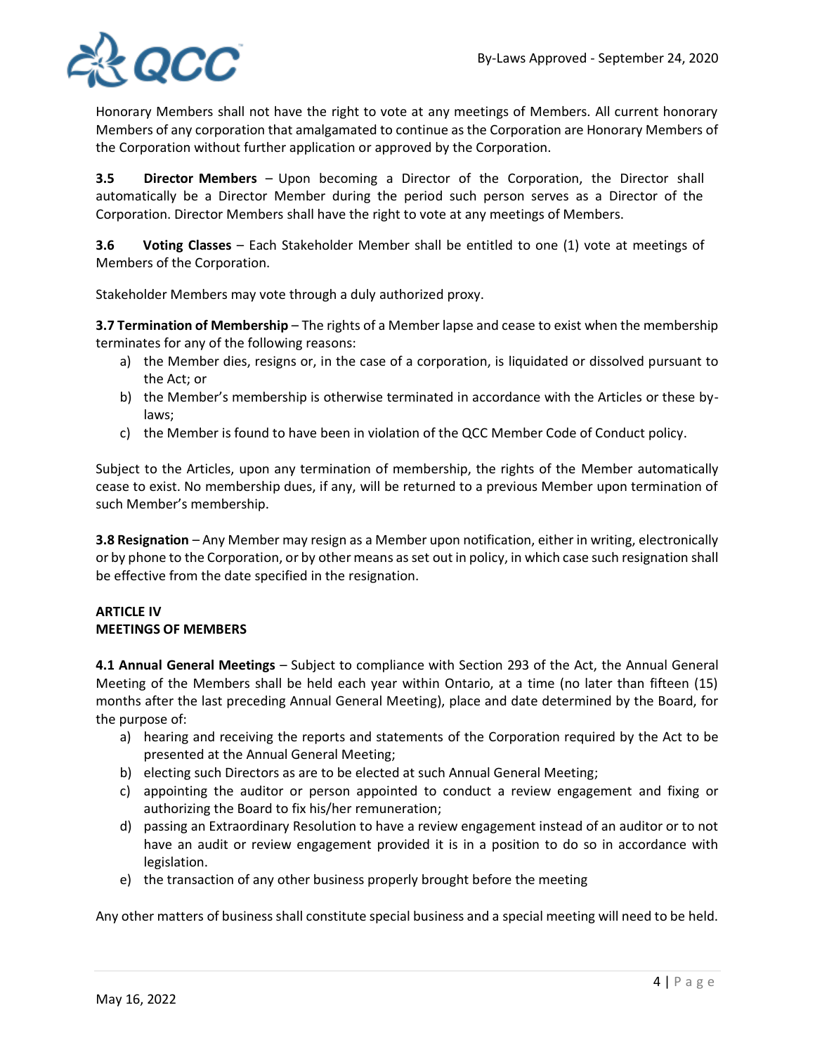Honorary Members shall not have the right to vote at any meetings of Members. All current honorary Members of any corporation that amalgamated to continue as the Corporation are Honorary Members of the Corporation without further application or approved by the Corporation.

**3.5 Director Members** – Upon becoming a Director of the Corporation, the Director shall automatically be a Director Member during the period such person serves as a Director of the Corporation. Director Members shall have the right to vote at any meetings of Members.

**3.6 Voting Classes** – Each Stakeholder Member shall be entitled to one (1) vote at meetings of Members of the Corporation.

Stakeholder Members may vote through a duly authorized proxy.

**3.7 Termination of Membership** – The rights of a Member lapse and cease to exist when the membership terminates for any of the following reasons:

a) the Member dies, resigns or, in the case of a corporation, is liquidated or dissolved pursuant to the Act; or
b) the Member's membership is otherwise terminated in accordance with the Articles or these by-laws;
c) the Member is found to have been in violation of the QCC Member Code of Conduct policy.

Subject to the Articles, upon any termination of membership, the rights of the Member automatically cease to exist. No membership dues, if any, will be returned to a previous Member upon termination of such Member's membership.

**3.8 Resignation** – Any Member may resign as a Member upon notification, either in writing, electronically or by phone to the Corporation, or by other means as set out in policy, in which case such resignation shall be effective from the date specified in the resignation.

## ARTICLE IV
## MEETINGS OF MEMBERS

**4.1 Annual General Meetings** – Subject to compliance with Section 293 of the Act, the Annual General Meeting of the Members shall be held each year within Ontario, at a time (no later than fifteen (15) months after the last preceding Annual General Meeting), place and date determined by the Board, for the purpose of:

a) hearing and receiving the reports and statements of the Corporation required by the Act to be presented at the Annual General Meeting;
b) electing such Directors as are to be elected at such Annual General Meeting;
c) appointing the auditor or person appointed to conduct a review engagement and fixing or authorizing the Board to fix his/her remuneration;
d) passing an Extraordinary Resolution to have a review engagement instead of an auditor or to not have an audit or review engagement provided it is in a position to do so in accordance with legislation.
e) the transaction of any other business properly brought before the meeting

Any other matters of business shall constitute special business and a special meeting will need to be held.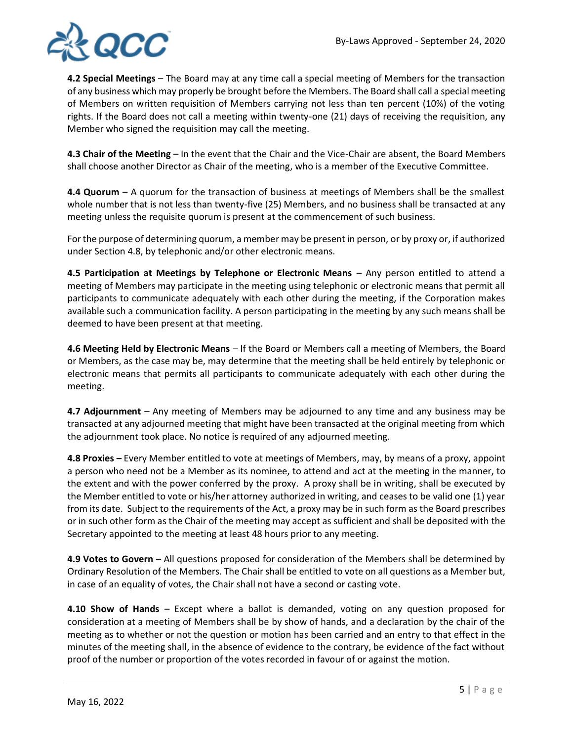**4.2 Special Meetings** – The Board may at any time call a special meeting of Members for the transaction of any business which may properly be brought before the Members. The Board shall call a special meeting of Members on written requisition of Members carrying not less than ten percent (10%) of the voting rights. If the Board does not call a meeting within twenty-one (21) days of receiving the requisition, any Member who signed the requisition may call the meeting.

**4.3 Chair of the Meeting** – In the event that the Chair and the Vice-Chair are absent, the Board Members shall choose another Director as Chair of the meeting, who is a member of the Executive Committee.

**4.4 Quorum** – A quorum for the transaction of business at meetings of Members shall be the smallest whole number that is not less than twenty-five (25) Members, and no business shall be transacted at any meeting unless the requisite quorum is present at the commencement of such business.

For the purpose of determining quorum, a member may be present in person, or by proxy or, if authorized under Section 4.8, by telephonic and/or other electronic means.

**4.5 Participation at Meetings by Telephone or Electronic Means** – Any person entitled to attend a meeting of Members may participate in the meeting using telephonic or electronic means that permit all participants to communicate adequately with each other during the meeting, if the Corporation makes available such a communication facility. A person participating in the meeting by any such means shall be deemed to have been present at that meeting.

**4.6 Meeting Held by Electronic Means** – If the Board or Members call a meeting of Members, the Board or Members, as the case may be, may determine that the meeting shall be held entirely by telephonic or electronic means that permits all participants to communicate adequately with each other during the meeting.

**4.7 Adjournment** – Any meeting of Members may be adjourned to any time and any business may be transacted at any adjourned meeting that might have been transacted at the original meeting from which the adjournment took place. No notice is required of any adjourned meeting.

**4.8 Proxies –** Every Member entitled to vote at meetings of Members, may, by means of a proxy, appoint a person who need not be a Member as its nominee, to attend and act at the meeting in the manner, to the extent and with the power conferred by the proxy. A proxy shall be in writing, shall be executed by the Member entitled to vote or his/her attorney authorized in writing, and ceases to be valid one (1) year from its date. Subject to the requirements of the Act, a proxy may be in such form as the Board prescribes or in such other form as the Chair of the meeting may accept as sufficient and shall be deposited with the Secretary appointed to the meeting at least 48 hours prior to any meeting.

**4.9 Votes to Govern** – All questions proposed for consideration of the Members shall be determined by Ordinary Resolution of the Members. The Chair shall be entitled to vote on all questions as a Member but, in case of an equality of votes, the Chair shall not have a second or casting vote.

**4.10 Show of Hands** – Except where a ballot is demanded, voting on any question proposed for consideration at a meeting of Members shall be by show of hands, and a declaration by the chair of the meeting as to whether or not the question or motion has been carried and an entry to that effect in the minutes of the meeting shall, in the absence of evidence to the contrary, be evidence of the fact without proof of the number or proportion of the votes recorded in favour of or against the motion.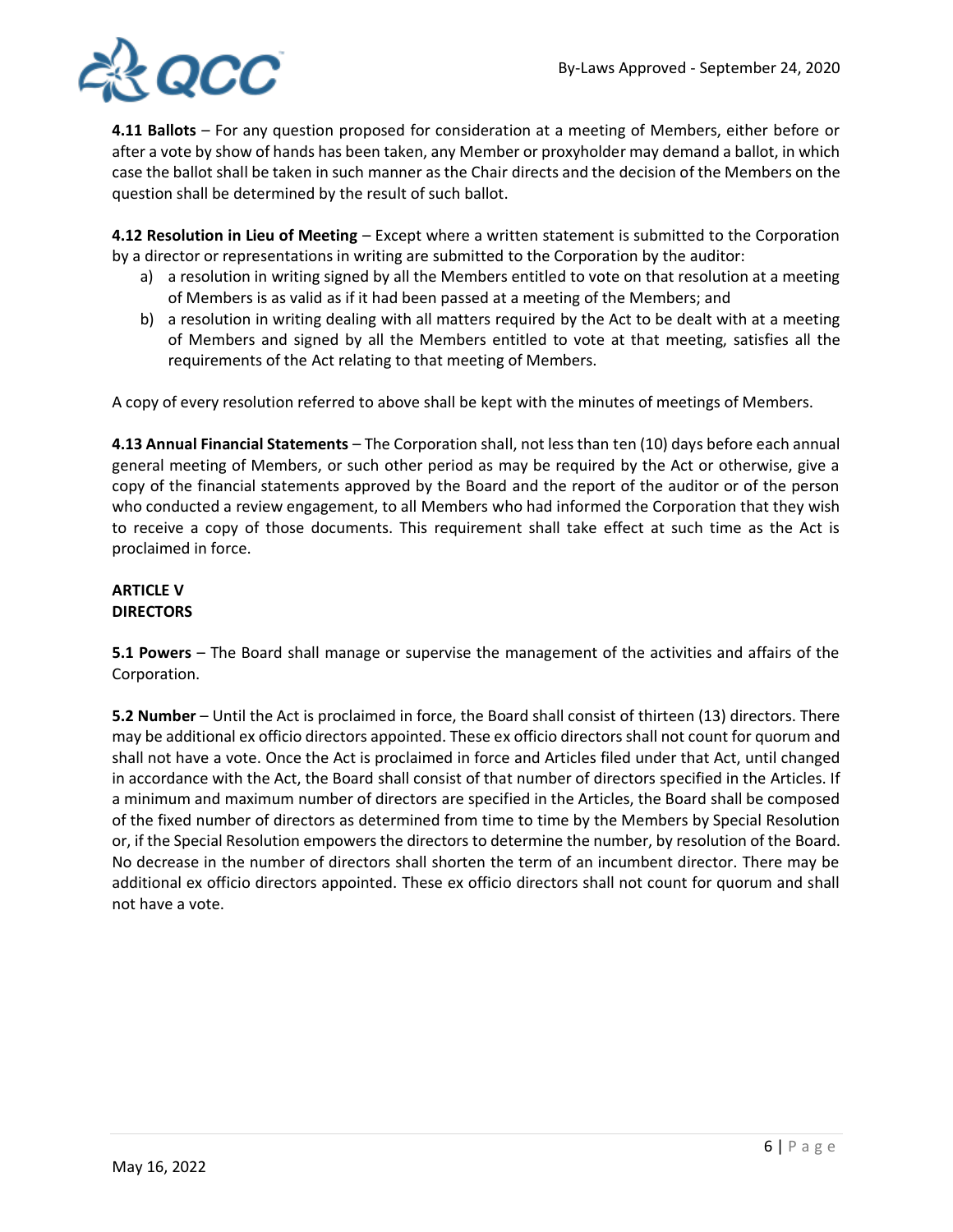**4.11 Ballots** – For any question proposed for consideration at a meeting of Members, either before or after a vote by show of hands has been taken, any Member or proxyholder may demand a ballot, in which case the ballot shall be taken in such manner as the Chair directs and the decision of the Members on the question shall be determined by the result of such ballot.

**4.12 Resolution in Lieu of Meeting** – Except where a written statement is submitted to the Corporation by a director or representations in writing are submitted to the Corporation by the auditor:

a) a resolution in writing signed by all the Members entitled to vote on that resolution at a meeting of Members is as valid as if it had been passed at a meeting of the Members; and
b) a resolution in writing dealing with all matters required by the Act to be dealt with at a meeting of Members and signed by all the Members entitled to vote at that meeting, satisfies all the requirements of the Act relating to that meeting of Members.

A copy of every resolution referred to above shall be kept with the minutes of meetings of Members.

**4.13 Annual Financial Statements** – The Corporation shall, not less than ten (10) days before each annual general meeting of Members, or such other period as may be required by the Act or otherwise, give a copy of the financial statements approved by the Board and the report of the auditor or of the person who conducted a review engagement, to all Members who had informed the Corporation that they wish to receive a copy of those documents. This requirement shall take effect at such time as the Act is proclaimed in force.

## ARTICLE V
## DIRECTORS

**5.1 Powers** – The Board shall manage or supervise the management of the activities and affairs of the Corporation.

**5.2 Number** – Until the Act is proclaimed in force, the Board shall consist of thirteen (13) directors. There may be additional ex officio directors appointed. These ex officio directors shall not count for quorum and shall not have a vote. Once the Act is proclaimed in force and Articles filed under that Act, until changed in accordance with the Act, the Board shall consist of that number of directors specified in the Articles. If a minimum and maximum number of directors are specified in the Articles, the Board shall be composed of the fixed number of directors as determined from time to time by the Members by Special Resolution or, if the Special Resolution empowers the directors to determine the number, by resolution of the Board. No decrease in the number of directors shall shorten the term of an incumbent director. There may be additional ex officio directors appointed. These ex officio directors shall not count for quorum and shall not have a vote.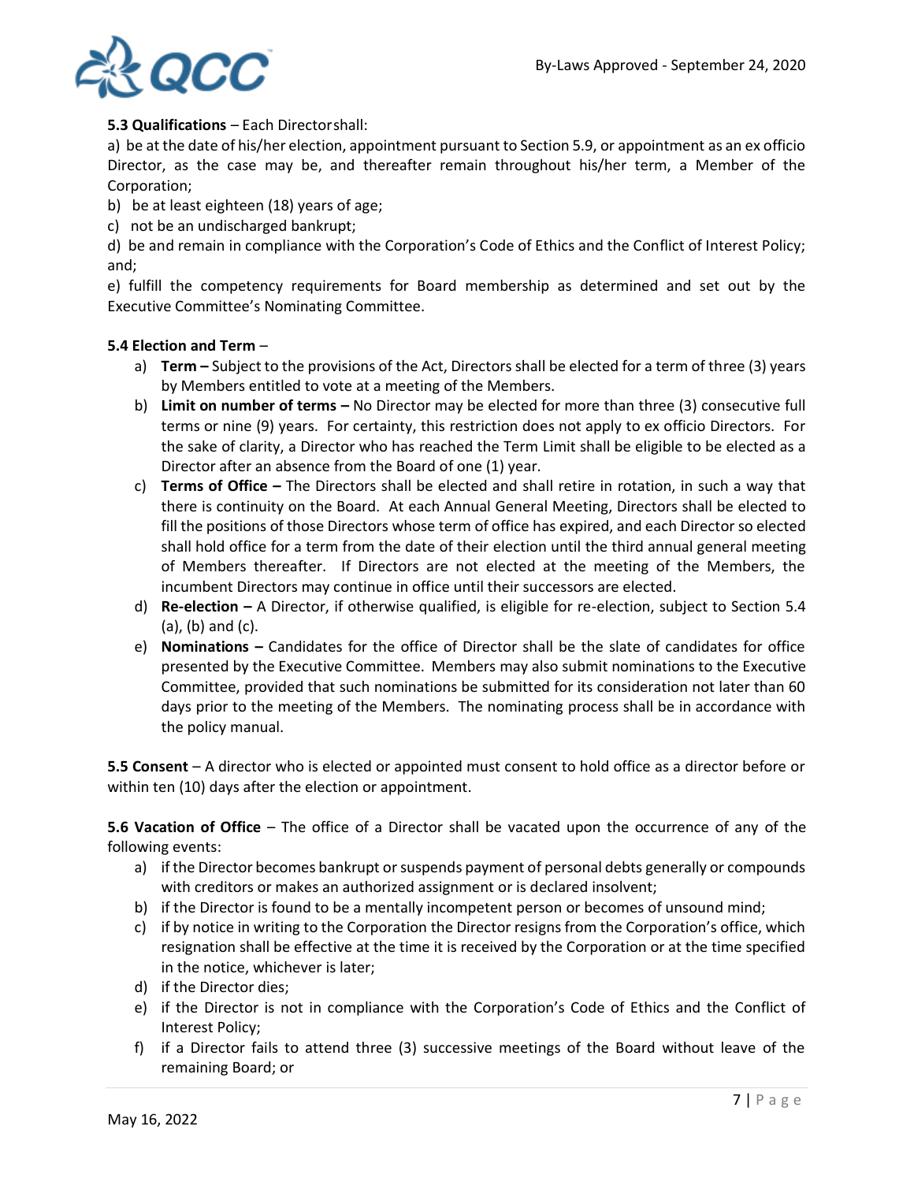**5.3 Qualifications** – Each Director shall:

a) be at the date of his/her election, appointment pursuant to Section 5.9, or appointment as an ex officio Director, as the case may be, and thereafter remain throughout his/her term, a Member of the Corporation;

b) be at least eighteen (18) years of age;

c) not be an undischarged bankrupt;

d) be and remain in compliance with the Corporation's Code of Ethics and the Conflict of Interest Policy; and;

e) fulfill the competency requirements for Board membership as determined and set out by the Executive Committee's Nominating Committee.

**5.4 Election and Term** –

a) **Term –** Subject to the provisions of the Act, Directors shall be elected for a term of three (3) years by Members entitled to vote at a meeting of the Members.

b) **Limit on number of terms –** No Director may be elected for more than three (3) consecutive full terms or nine (9) years. For certainty, this restriction does not apply to ex officio Directors. For the sake of clarity, a Director who has reached the Term Limit shall be eligible to be elected as a Director after an absence from the Board of one (1) year.

c) **Terms of Office –** The Directors shall be elected and shall retire in rotation, in such a way that there is continuity on the Board. At each Annual General Meeting, Directors shall be elected to fill the positions of those Directors whose term of office has expired, and each Director so elected shall hold office for a term from the date of their election until the third annual general meeting of Members thereafter. If Directors are not elected at the meeting of the Members, the incumbent Directors may continue in office until their successors are elected.

d) **Re-election –** A Director, if otherwise qualified, is eligible for re-election, subject to Section 5.4 (a), (b) and (c).

e) **Nominations –** Candidates for the office of Director shall be the slate of candidates for office presented by the Executive Committee. Members may also submit nominations to the Executive Committee, provided that such nominations be submitted for its consideration not later than 60 days prior to the meeting of the Members. The nominating process shall be in accordance with the policy manual.

**5.5 Consent** – A director who is elected or appointed must consent to hold office as a director before or within ten (10) days after the election or appointment.

**5.6 Vacation of Office** – The office of a Director shall be vacated upon the occurrence of any of the following events:

a) if the Director becomes bankrupt or suspends payment of personal debts generally or compounds with creditors or makes an authorized assignment or is declared insolvent;

b) if the Director is found to be a mentally incompetent person or becomes of unsound mind;

c) if by notice in writing to the Corporation the Director resigns from the Corporation's office, which resignation shall be effective at the time it is received by the Corporation or at the time specified in the notice, whichever is later;

d) if the Director dies;

e) if the Director is not in compliance with the Corporation's Code of Ethics and the Conflict of Interest Policy;

f) if a Director fails to attend three (3) successive meetings of the Board without leave of the remaining Board; or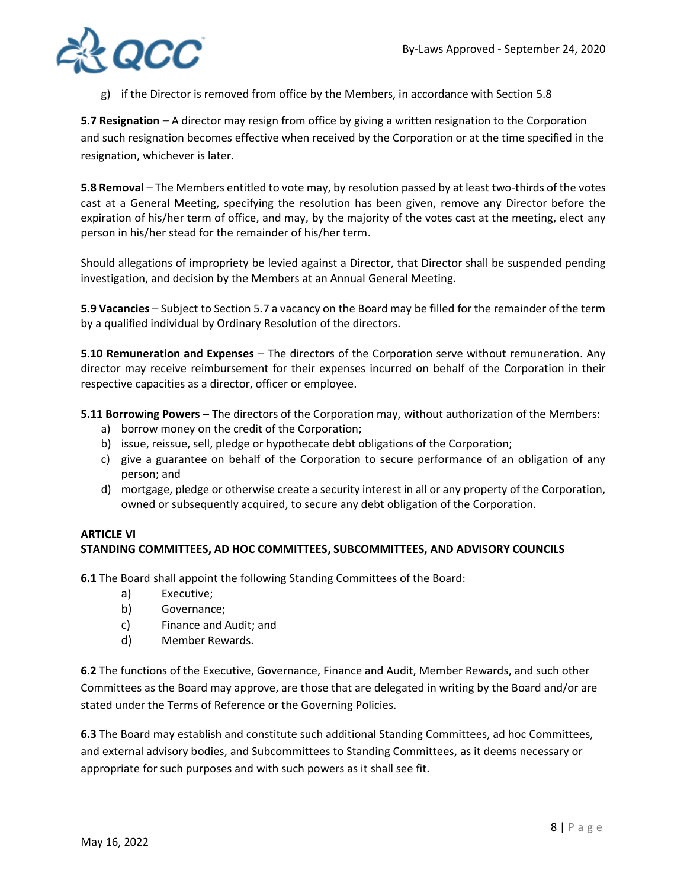g) if the Director is removed from office by the Members, in accordance with Section 5.8

**5.7 Resignation –** A director may resign from office by giving a written resignation to the Corporation and such resignation becomes effective when received by the Corporation or at the time specified in the resignation, whichever is later.

**5.8 Removal** – The Members entitled to vote may, by resolution passed by at least two-thirds of the votes cast at a General Meeting, specifying the resolution has been given, remove any Director before the expiration of his/her term of office, and may, by the majority of the votes cast at the meeting, elect any person in his/her stead for the remainder of his/her term.

Should allegations of impropriety be levied against a Director, that Director shall be suspended pending investigation, and decision by the Members at an Annual General Meeting.

**5.9 Vacancies** – Subject to Section 5.7 a vacancy on the Board may be filled for the remainder of the term by a qualified individual by Ordinary Resolution of the directors.

**5.10 Remuneration and Expenses** – The directors of the Corporation serve without remuneration. Any director may receive reimbursement for their expenses incurred on behalf of the Corporation in their respective capacities as a director, officer or employee.

**5.11 Borrowing Powers** – The directors of the Corporation may, without authorization of the Members:

a) borrow money on the credit of the Corporation;
b) issue, reissue, sell, pledge or hypothecate debt obligations of the Corporation;
c) give a guarantee on behalf of the Corporation to secure performance of an obligation of any person; and
d) mortgage, pledge or otherwise create a security interest in all or any property of the Corporation, owned or subsequently acquired, to secure any debt obligation of the Corporation.

## ARTICLE VI
## STANDING COMMITTEES, AD HOC COMMITTEES, SUBCOMMITTEES, AND ADVISORY COUNCILS

**6.1** The Board shall appoint the following Standing Committees of the Board:

a) Executive;
b) Governance;
c) Finance and Audit; and
d) Member Rewards.

**6.2** The functions of the Executive, Governance, Finance and Audit, Member Rewards, and such other Committees as the Board may approve, are those that are delegated in writing by the Board and/or are stated under the Terms of Reference or the Governing Policies.

**6.3** The Board may establish and constitute such additional Standing Committees, ad hoc Committees, and external advisory bodies, and Subcommittees to Standing Committees, as it deems necessary or appropriate for such purposes and with such powers as it shall see fit.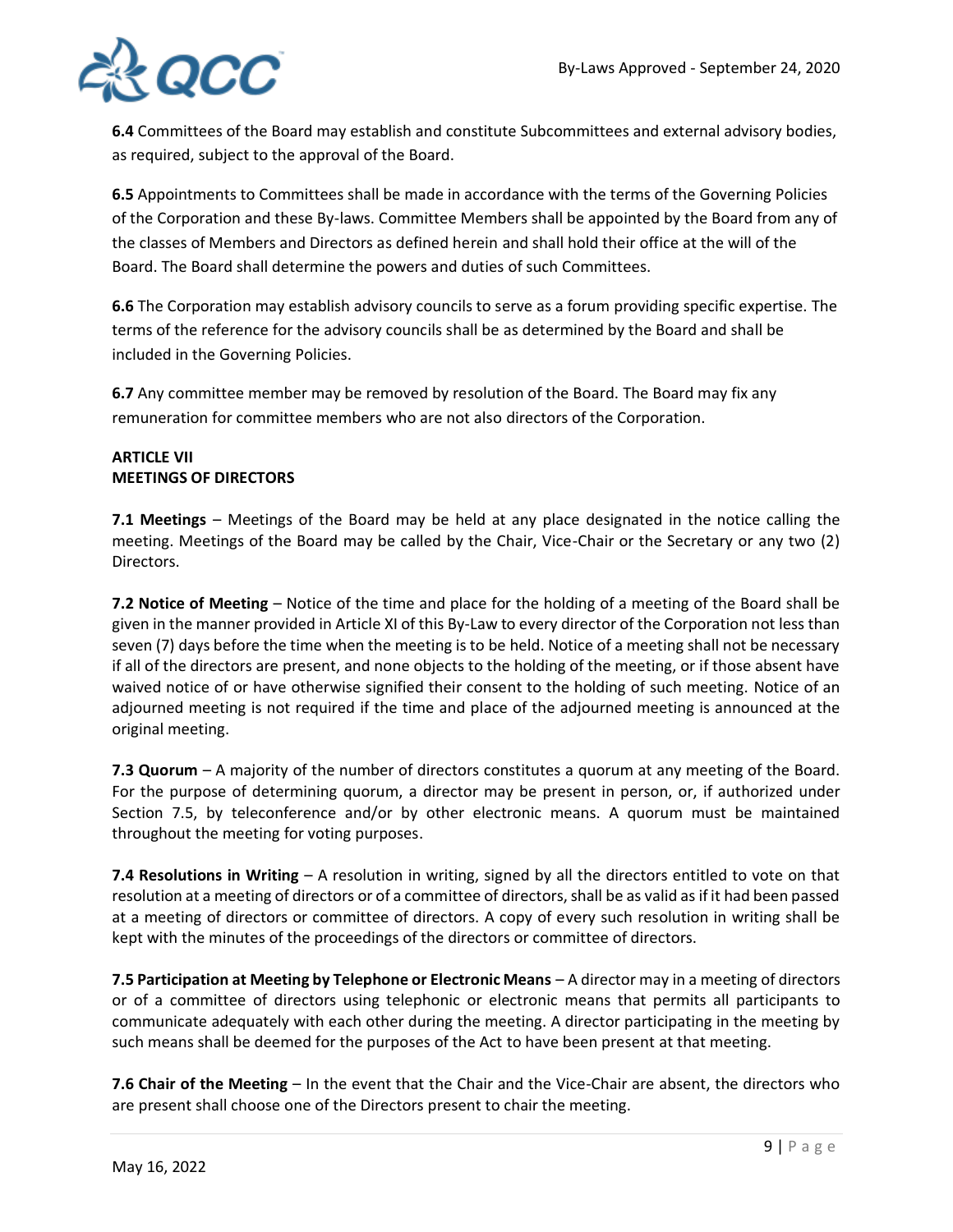**6.4** Committees of the Board may establish and constitute Subcommittees and external advisory bodies, as required, subject to the approval of the Board.

**6.5** Appointments to Committees shall be made in accordance with the terms of the Governing Policies of the Corporation and these By-laws. Committee Members shall be appointed by the Board from any of the classes of Members and Directors as defined herein and shall hold their office at the will of the Board. The Board shall determine the powers and duties of such Committees.

**6.6** The Corporation may establish advisory councils to serve as a forum providing specific expertise. The terms of the reference for the advisory councils shall be as determined by the Board and shall be included in the Governing Policies.

**6.7** Any committee member may be removed by resolution of the Board. The Board may fix any remuneration for committee members who are not also directors of the Corporation.

**ARTICLE VII**
**MEETINGS OF DIRECTORS**

**7.1 Meetings** – Meetings of the Board may be held at any place designated in the notice calling the meeting. Meetings of the Board may be called by the Chair, Vice-Chair or the Secretary or any two (2) Directors.

**7.2 Notice of Meeting** – Notice of the time and place for the holding of a meeting of the Board shall be given in the manner provided in Article XI of this By-Law to every director of the Corporation not less than seven (7) days before the time when the meeting is to be held. Notice of a meeting shall not be necessary if all of the directors are present, and none objects to the holding of the meeting, or if those absent have waived notice of or have otherwise signified their consent to the holding of such meeting. Notice of an adjourned meeting is not required if the time and place of the adjourned meeting is announced at the original meeting.

**7.3 Quorum** – A majority of the number of directors constitutes a quorum at any meeting of the Board. For the purpose of determining quorum, a director may be present in person, or, if authorized under Section 7.5, by teleconference and/or by other electronic means. A quorum must be maintained throughout the meeting for voting purposes.

**7.4 Resolutions in Writing** – A resolution in writing, signed by all the directors entitled to vote on that resolution at a meeting of directors or of a committee of directors, shall be as valid as if it had been passed at a meeting of directors or committee of directors. A copy of every such resolution in writing shall be kept with the minutes of the proceedings of the directors or committee of directors.

**7.5 Participation at Meeting by Telephone or Electronic Means** – A director may in a meeting of directors or of a committee of directors using telephonic or electronic means that permits all participants to communicate adequately with each other during the meeting. A director participating in the meeting by such means shall be deemed for the purposes of the Act to have been present at that meeting.

**7.6 Chair of the Meeting** – In the event that the Chair and the Vice-Chair are absent, the directors who are present shall choose one of the Directors present to chair the meeting.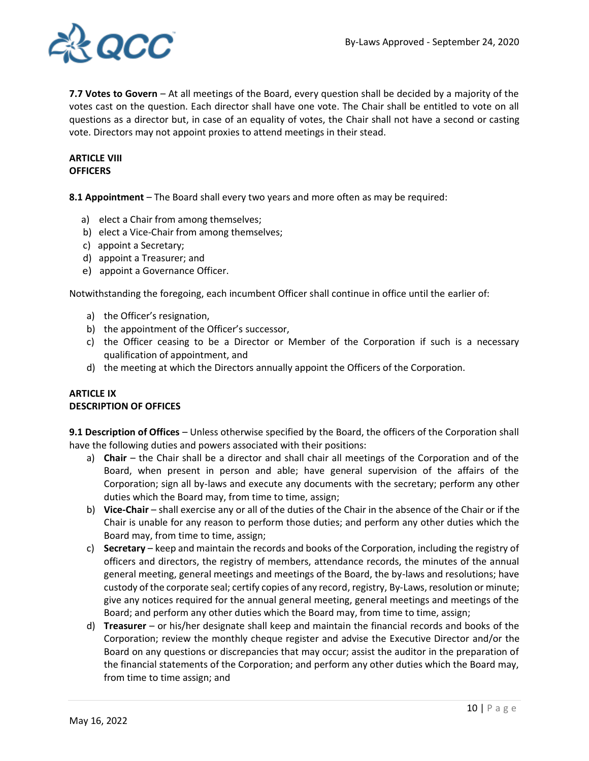**7.7 Votes to Govern** – At all meetings of the Board, every question shall be decided by a majority of the votes cast on the question. Each director shall have one vote. The Chair shall be entitled to vote on all questions as a director but, in case of an equality of votes, the Chair shall not have a second or casting vote. Directors may not appoint proxies to attend meetings in their stead.

## ARTICLE VIII
## OFFICERS

**8.1 Appointment** – The Board shall every two years and more often as may be required:

a) elect a Chair from among themselves;
b) elect a Vice-Chair from among themselves;
c) appoint a Secretary;
d) appoint a Treasurer; and
e) appoint a Governance Officer.

Notwithstanding the foregoing, each incumbent Officer shall continue in office until the earlier of:

a) the Officer's resignation,
b) the appointment of the Officer's successor,
c) the Officer ceasing to be a Director or Member of the Corporation if such is a necessary qualification of appointment, and
d) the meeting at which the Directors annually appoint the Officers of the Corporation.

## ARTICLE IX
## DESCRIPTION OF OFFICES

**9.1 Description of Offices** – Unless otherwise specified by the Board, the officers of the Corporation shall have the following duties and powers associated with their positions:

a) **Chair** – the Chair shall be a director and shall chair all meetings of the Corporation and of the Board, when present in person and able; have general supervision of the affairs of the Corporation; sign all by-laws and execute any documents with the secretary; perform any other duties which the Board may, from time to time, assign;
b) **Vice-Chair** – shall exercise any or all of the duties of the Chair in the absence of the Chair or if the Chair is unable for any reason to perform those duties; and perform any other duties which the Board may, from time to time, assign;
c) **Secretary** – keep and maintain the records and books of the Corporation, including the registry of officers and directors, the registry of members, attendance records, the minutes of the annual general meeting, general meetings and meetings of the Board, the by-laws and resolutions; have custody of the corporate seal; certify copies of any record, registry, By-Laws, resolution or minute; give any notices required for the annual general meeting, general meetings and meetings of the Board; and perform any other duties which the Board may, from time to time, assign;
d) **Treasurer** – or his/her designate shall keep and maintain the financial records and books of the Corporation; review the monthly cheque register and advise the Executive Director and/or the Board on any questions or discrepancies that may occur; assist the auditor in the preparation of the financial statements of the Corporation; and perform any other duties which the Board may, from time to time assign; and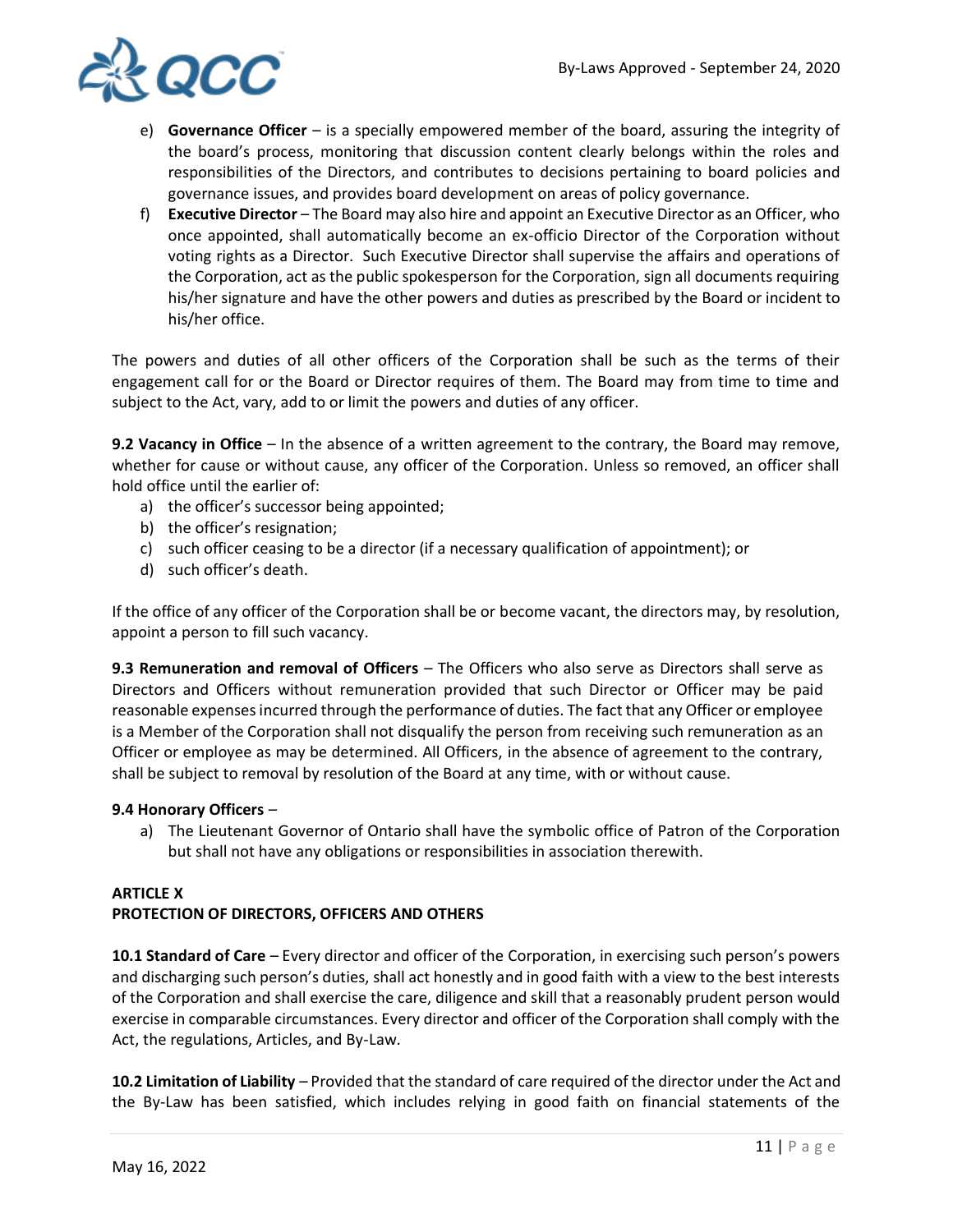e) **Governance Officer** – is a specially empowered member of the board, assuring the integrity of the board's process, monitoring that discussion content clearly belongs within the roles and responsibilities of the Directors, and contributes to decisions pertaining to board policies and governance issues, and provides board development on areas of policy governance.
f) **Executive Director** – The Board may also hire and appoint an Executive Director as an Officer, who once appointed, shall automatically become an ex-officio Director of the Corporation without voting rights as a Director. Such Executive Director shall supervise the affairs and operations of the Corporation, act as the public spokesperson for the Corporation, sign all documents requiring his/her signature and have the other powers and duties as prescribed by the Board or incident to his/her office.

The powers and duties of all other officers of the Corporation shall be such as the terms of their engagement call for or the Board or Director requires of them. The Board may from time to time and subject to the Act, vary, add to or limit the powers and duties of any officer.

**9.2 Vacancy in Office** – In the absence of a written agreement to the contrary, the Board may remove, whether for cause or without cause, any officer of the Corporation. Unless so removed, an officer shall hold office until the earlier of:

a) the officer's successor being appointed;
b) the officer's resignation;
c) such officer ceasing to be a director (if a necessary qualification of appointment); or
d) such officer's death.

If the office of any officer of the Corporation shall be or become vacant, the directors may, by resolution, appoint a person to fill such vacancy.

**9.3 Remuneration and removal of Officers** – The Officers who also serve as Directors shall serve as Directors and Officers without remuneration provided that such Director or Officer may be paid reasonable expenses incurred through the performance of duties. The fact that any Officer or employee is a Member of the Corporation shall not disqualify the person from receiving such remuneration as an Officer or employee as may be determined. All Officers, in the absence of agreement to the contrary, shall be subject to removal by resolution of the Board at any time, with or without cause.

**9.4 Honorary Officers** –

a) The Lieutenant Governor of Ontario shall have the symbolic office of Patron of the Corporation but shall not have any obligations or responsibilities in association therewith.

## ARTICLE X
## PROTECTION OF DIRECTORS, OFFICERS AND OTHERS

**10.1 Standard of Care** – Every director and officer of the Corporation, in exercising such person's powers and discharging such person's duties, shall act honestly and in good faith with a view to the best interests of the Corporation and shall exercise the care, diligence and skill that a reasonably prudent person would exercise in comparable circumstances. Every director and officer of the Corporation shall comply with the Act, the regulations, Articles, and By-Law.

**10.2 Limitation of Liability** – Provided that the standard of care required of the director under the Act and the By-Law has been satisfied, which includes relying in good faith on financial statements of the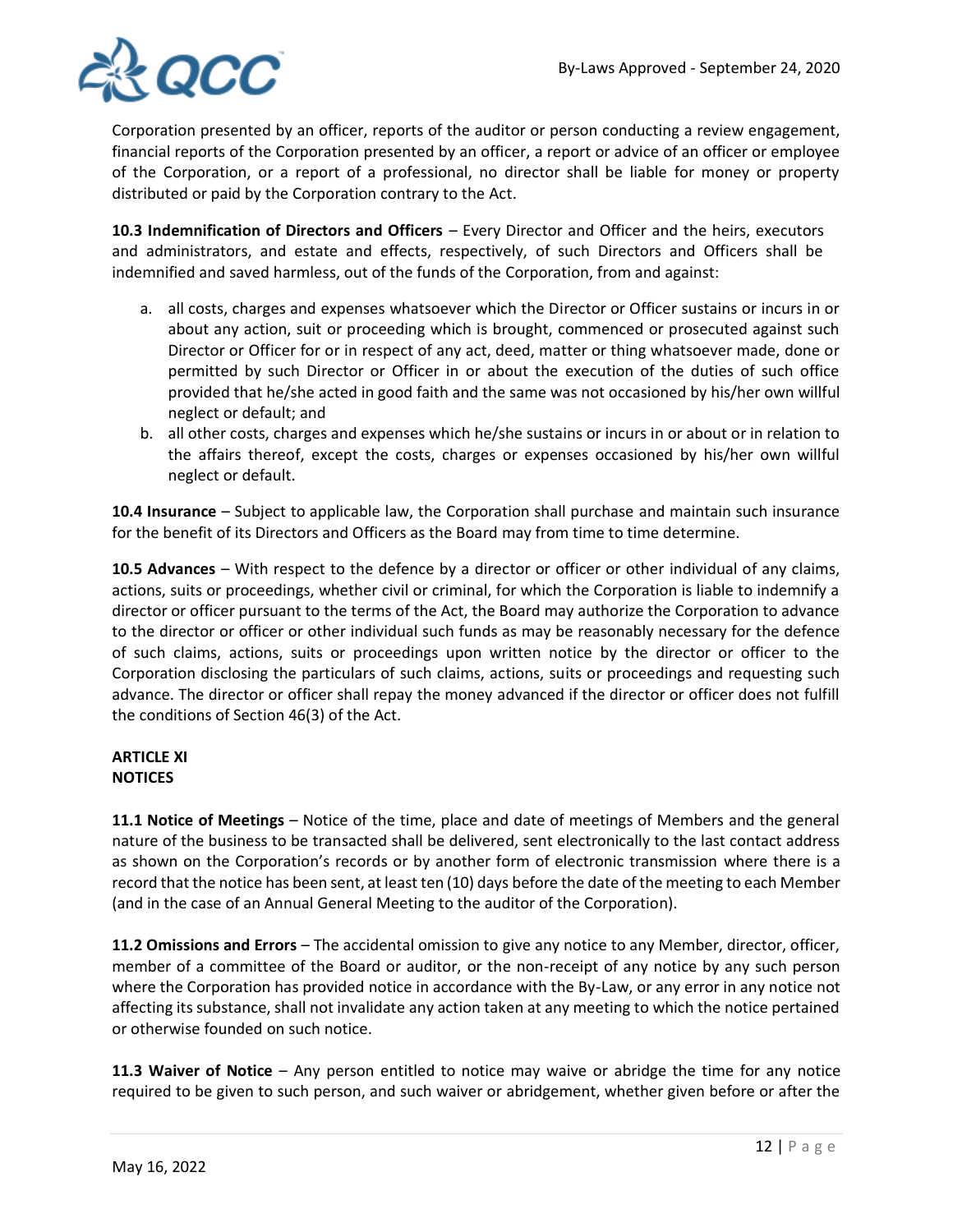Corporation presented by an officer, reports of the auditor or person conducting a review engagement, financial reports of the Corporation presented by an officer, a report or advice of an officer or employee of the Corporation, or a report of a professional, no director shall be liable for money or property distributed or paid by the Corporation contrary to the Act.

**10.3 Indemnification of Directors and Officers** – Every Director and Officer and the heirs, executors and administrators, and estate and effects, respectively, of such Directors and Officers shall be indemnified and saved harmless, out of the funds of the Corporation, from and against:

a. all costs, charges and expenses whatsoever which the Director or Officer sustains or incurs in or about any action, suit or proceeding which is brought, commenced or prosecuted against such Director or Officer for or in respect of any act, deed, matter or thing whatsoever made, done or permitted by such Director or Officer in or about the execution of the duties of such office provided that he/she acted in good faith and the same was not occasioned by his/her own willful neglect or default; and
b. all other costs, charges and expenses which he/she sustains or incurs in or about or in relation to the affairs thereof, except the costs, charges or expenses occasioned by his/her own willful neglect or default.

**10.4 Insurance** – Subject to applicable law, the Corporation shall purchase and maintain such insurance for the benefit of its Directors and Officers as the Board may from time to time determine.

**10.5 Advances** – With respect to the defence by a director or officer or other individual of any claims, actions, suits or proceedings, whether civil or criminal, for which the Corporation is liable to indemnify a director or officer pursuant to the terms of the Act, the Board may authorize the Corporation to advance to the director or officer or other individual such funds as may be reasonably necessary for the defence of such claims, actions, suits or proceedings upon written notice by the director or officer to the Corporation disclosing the particulars of such claims, actions, suits or proceedings and requesting such advance. The director or officer shall repay the money advanced if the director or officer does not fulfill the conditions of Section 46(3) of the Act.

## ARTICLE XI
## NOTICES

**11.1 Notice of Meetings** – Notice of the time, place and date of meetings of Members and the general nature of the business to be transacted shall be delivered, sent electronically to the last contact address as shown on the Corporation's records or by another form of electronic transmission where there is a record that the notice has been sent, at least ten (10) days before the date of the meeting to each Member (and in the case of an Annual General Meeting to the auditor of the Corporation).

**11.2 Omissions and Errors** – The accidental omission to give any notice to any Member, director, officer, member of a committee of the Board or auditor, or the non-receipt of any notice by any such person where the Corporation has provided notice in accordance with the By-Law, or any error in any notice not affecting its substance, shall not invalidate any action taken at any meeting to which the notice pertained or otherwise founded on such notice.

**11.3 Waiver of Notice** – Any person entitled to notice may waive or abridge the time for any notice required to be given to such person, and such waiver or abridgement, whether given before or after the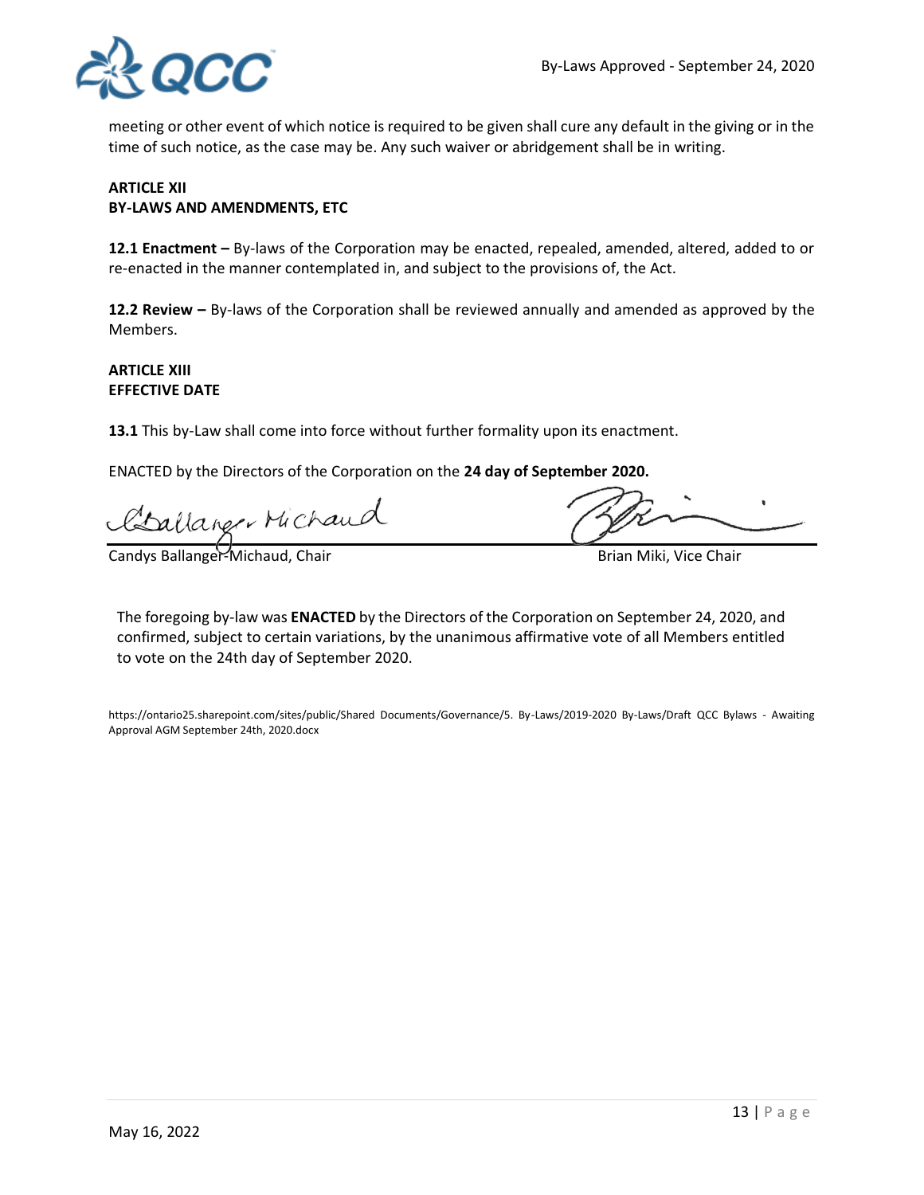meeting or other event of which notice is required to be given shall cure any default in the giving or in the time of such notice, as the case may be. Any such waiver or abridgement shall be in writing.

## ARTICLE XII
## BY-LAWS AND AMENDMENTS, ETC

**12.1 Enactment –** By-laws of the Corporation may be enacted, repealed, amended, altered, added to or re-enacted in the manner contemplated in, and subject to the provisions of, the Act.

**12.2 Review –** By-laws of the Corporation shall be reviewed annually and amended as approved by the Members.

## ARTICLE XIII
## EFFECTIVE DATE

**13.1** This by-Law shall come into force without further formality upon its enactment.

ENACTED by the Directors of the Corporation on the **24 day of September 2020.**

Candys Ballanger-Michaud, Chair

Brian Miki, Vice Chair

The foregoing by-law was **ENACTED** by the Directors of the Corporation on September 24, 2020, and confirmed, subject to certain variations, by the unanimous affirmative vote of all Members entitled to vote on the 24th day of September 2020.

https://ontario25.sharepoint.com/sites/public/Shared Documents/Governance/5. By-Laws/2019-2020 By-Laws/Draft QCC Bylaws - Awaiting Approval AGM September 24th, 2020.docx